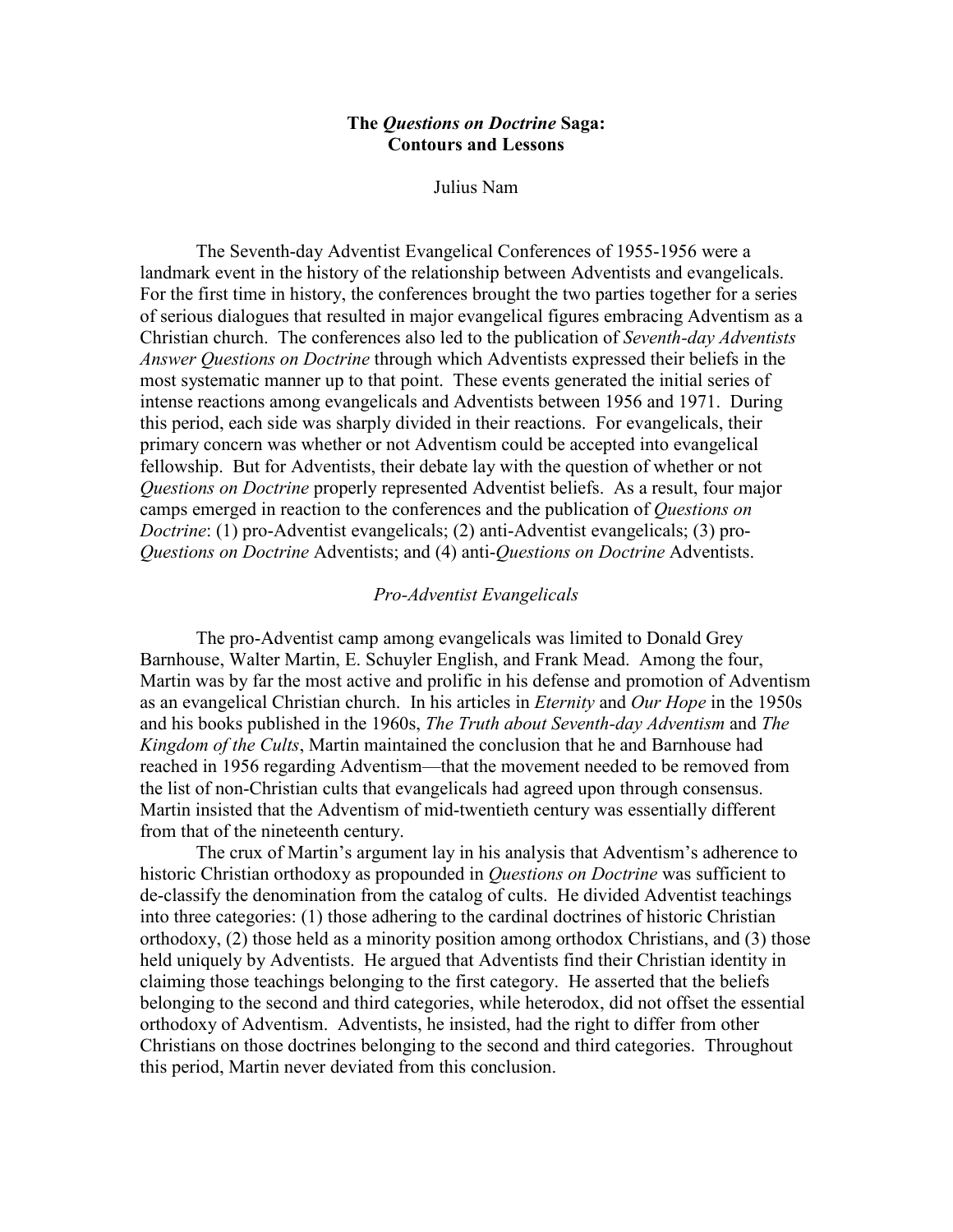# The *Questions on Doctrine* Saga: Contours and Lessons

Julius Nam

The Seventh-day Adventist Evangelical Conferences of 1955-1956 were a landmark event in the history of the relationship between Adventists and evangelicals. For the first time in history, the conferences brought the two parties together for a series of serious dialogues that resulted in major evangelical figures embracing Adventism as a Christian church. The conferences also led to the publication of *Seventh-day Adventists Answer Questions on Doctrine* through which Adventists expressed their beliefs in the most systematic manner up to that point. These events generated the initial series of intense reactions among evangelicals and Adventists between 1956 and 1971. During this period, each side was sharply divided in their reactions. For evangelicals, their primary concern was whether or not Adventism could be accepted into evangelical fellowship. But for Adventists, their debate lay with the question of whether or not *Questions on Doctrine* properly represented Adventist beliefs. As a result, four major camps emerged in reaction to the conferences and the publication of *Questions on Doctrine*: (1) pro-Adventist evangelicals; (2) anti-Adventist evangelicals; (3) pro-*Questions on Doctrine* Adventists; and (4) anti-*Questions on Doctrine* Adventists.

## *Pro-Adventist Evangelicals*

The pro-Adventist camp among evangelicals was limited to Donald Grey Barnhouse, Walter Martin, E. Schuyler English, and Frank Mead. Among the four, Martin was by far the most active and prolific in his defense and promotion of Adventism as an evangelical Christian church. In his articles in *Eternity* and *Our Hope* in the 1950s and his books published in the 1960s, *The Truth about Seventh-day Adventism* and *The Kingdom of the Cults*, Martin maintained the conclusion that he and Barnhouse had reached in 1956 regarding Adventism—that the movement needed to be removed from the list of non-Christian cults that evangelicals had agreed upon through consensus. Martin insisted that the Adventism of mid-twentieth century was essentially different from that of the nineteenth century.

The crux of Martin's argument lay in his analysis that Adventism's adherence to historic Christian orthodoxy as propounded in *Questions on Doctrine* was sufficient to de-classify the denomination from the catalog of cults. He divided Adventist teachings into three categories: (1) those adhering to the cardinal doctrines of historic Christian orthodoxy, (2) those held as a minority position among orthodox Christians, and (3) those held uniquely by Adventists. He argued that Adventists find their Christian identity in claiming those teachings belonging to the first category. He asserted that the beliefs belonging to the second and third categories, while heterodox, did not offset the essential orthodoxy of Adventism. Adventists, he insisted, had the right to differ from other Christians on those doctrines belonging to the second and third categories. Throughout this period, Martin never deviated from this conclusion.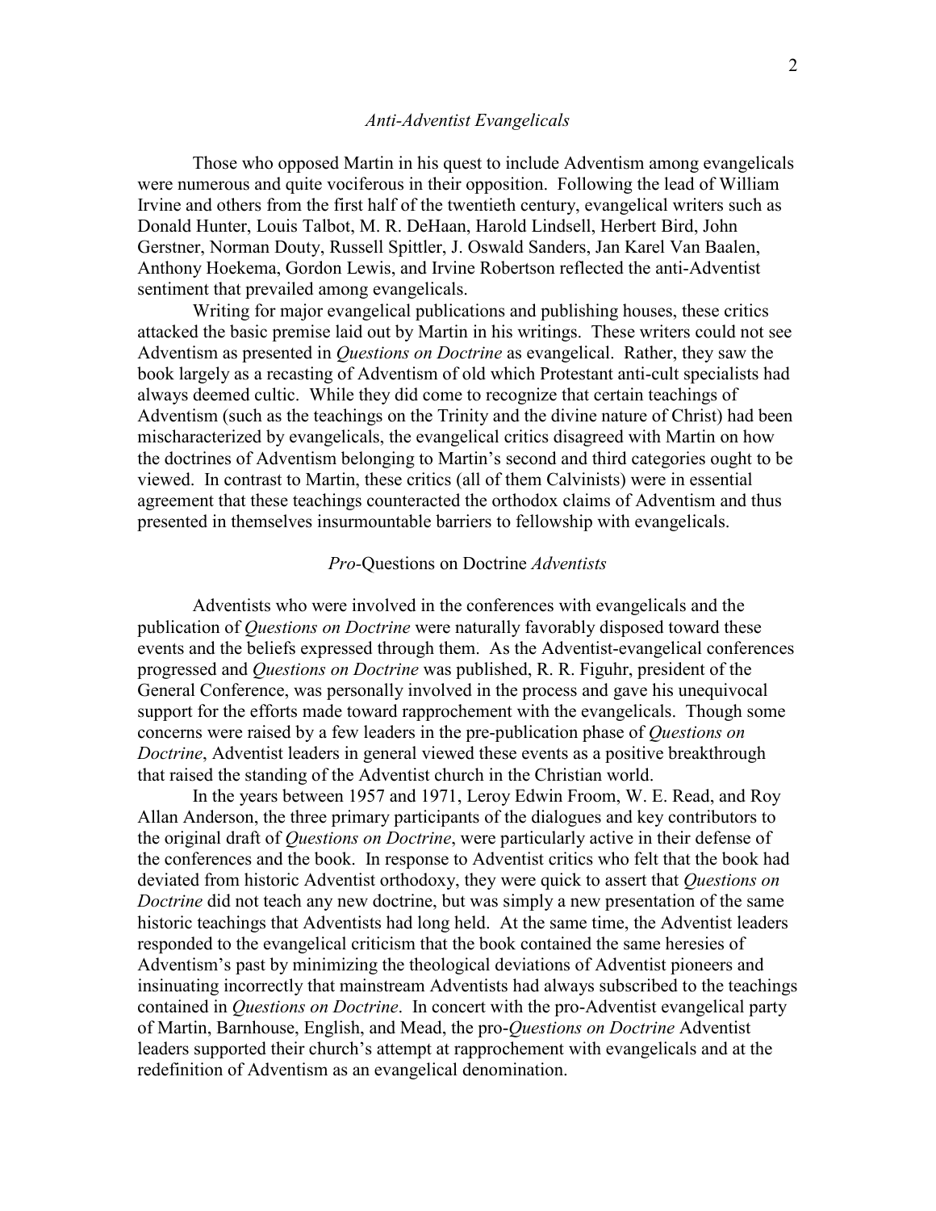### *Anti-Adventist Evangelicals*

Those who opposed Martin in his quest to include Adventism among evangelicals were numerous and quite vociferous in their opposition. Following the lead of William Irvine and others from the first half of the twentieth century, evangelical writers such as Donald Hunter, Louis Talbot, M. R. DeHaan, Harold Lindsell, Herbert Bird, John Gerstner, Norman Douty, Russell Spittler, J. Oswald Sanders, Jan Karel Van Baalen, Anthony Hoekema, Gordon Lewis, and Irvine Robertson reflected the anti-Adventist sentiment that prevailed among evangelicals.

Writing for major evangelical publications and publishing houses, these critics attacked the basic premise laid out by Martin in his writings. These writers could not see Adventism as presented in *Questions on Doctrine* as evangelical. Rather, they saw the book largely as a recasting of Adventism of old which Protestant anti-cult specialists had always deemed cultic. While they did come to recognize that certain teachings of Adventism (such as the teachings on the Trinity and the divine nature of Christ) had been mischaracterized by evangelicals, the evangelical critics disagreed with Martin on how the doctrines of Adventism belonging to Martin's second and third categories ought to be viewed. In contrast to Martin, these critics (all of them Calvinists) were in essential agreement that these teachings counteracted the orthodox claims of Adventism and thus presented in themselves insurmountable barriers to fellowship with evangelicals.

### *Pro-*Questions on Doctrine *Adventists*

Adventists who were involved in the conferences with evangelicals and the publication of *Questions on Doctrine* were naturally favorably disposed toward these events and the beliefs expressed through them. As the Adventist-evangelical conferences progressed and *Questions on Doctrine* was published, R. R. Figuhr, president of the General Conference, was personally involved in the process and gave his unequivocal support for the efforts made toward rapprochement with the evangelicals. Though some concerns were raised by a few leaders in the pre-publication phase of *Questions on Doctrine*, Adventist leaders in general viewed these events as a positive breakthrough that raised the standing of the Adventist church in the Christian world.

In the years between 1957 and 1971, Leroy Edwin Froom, W. E. Read, and Roy Allan Anderson, the three primary participants of the dialogues and key contributors to the original draft of *Questions on Doctrine*, were particularly active in their defense of the conferences and the book. In response to Adventist critics who felt that the book had deviated from historic Adventist orthodoxy, they were quick to assert that *Questions on Doctrine* did not teach any new doctrine, but was simply a new presentation of the same historic teachings that Adventists had long held. At the same time, the Adventist leaders responded to the evangelical criticism that the book contained the same heresies of Adventism's past by minimizing the theological deviations of Adventist pioneers and insinuating incorrectly that mainstream Adventists had always subscribed to the teachings contained in *Questions on Doctrine*. In concert with the pro-Adventist evangelical party of Martin, Barnhouse, English, and Mead, the pro-*Questions on Doctrine* Adventist leaders supported their church's attempt at rapprochement with evangelicals and at the redefinition of Adventism as an evangelical denomination.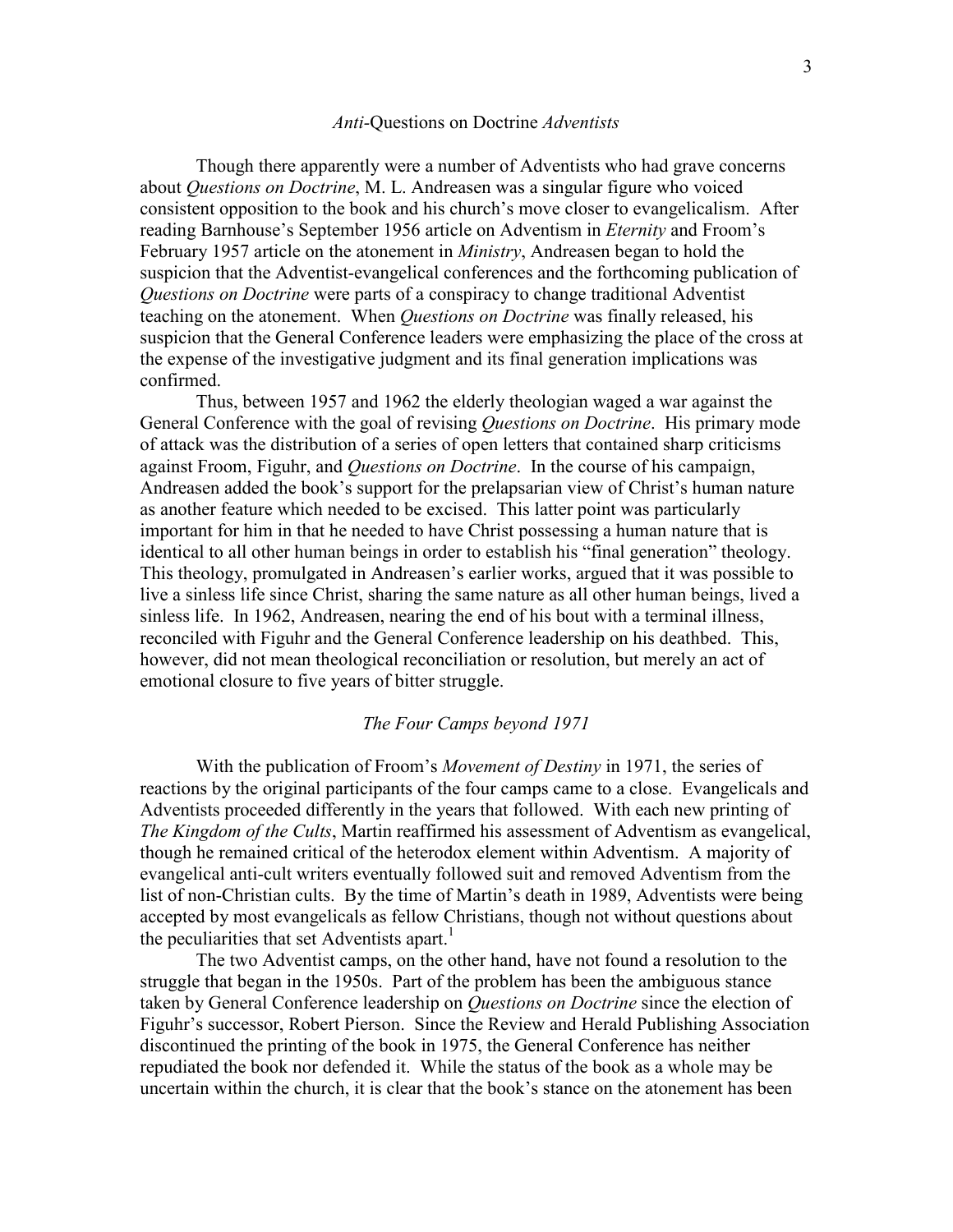### *Anti*-Questions on Doctrine *Adventists*

Though there apparently were a number of Adventists who had grave concerns about *Questions on Doctrine*, M. L. Andreasen was a singular figure who voiced consistent opposition to the book and his church's move closer to evangelicalism. After reading Barnhouse's September 1956 article on Adventism in *Eternity* and Froom's February 1957 article on the atonement in *Ministry*, Andreasen began to hold the suspicion that the Adventist-evangelical conferences and the forthcoming publication of *Questions on Doctrine* were parts of a conspiracy to change traditional Adventist teaching on the atonement. When *Questions on Doctrine* was finally released, his suspicion that the General Conference leaders were emphasizing the place of the cross at the expense of the investigative judgment and its final generation implications was confirmed.

Thus, between 1957 and 1962 the elderly theologian waged a war against the General Conference with the goal of revising *Questions on Doctrine*. His primary mode of attack was the distribution of a series of open letters that contained sharp criticisms against Froom, Figuhr, and *Questions on Doctrine*. In the course of his campaign, Andreasen added the book's support for the prelapsarian view of Christ's human nature as another feature which needed to be excised. This latter point was particularly important for him in that he needed to have Christ possessing a human nature that is identical to all other human beings in order to establish his "final generation" theology. This theology, promulgated in Andreasen's earlier works, argued that it was possible to live a sinless life since Christ, sharing the same nature as all other human beings, lived a sinless life. In 1962, Andreasen, nearing the end of his bout with a terminal illness, reconciled with Figuhr and the General Conference leadership on his deathbed. This, however, did not mean theological reconciliation or resolution, but merely an act of emotional closure to five years of bitter struggle.

### *The Four Camps beyond 1971*

With the publication of Froom's *Movement of Destiny* in 1971, the series of reactions by the original participants of the four camps came to a close. Evangelicals and Adventists proceeded differently in the years that followed. With each new printing of *The Kingdom of the Cults*, Martin reaffirmed his assessment of Adventism as evangelical, though he remained critical of the heterodox element within Adventism. A majority of evangelical anti-cult writers eventually followed suit and removed Adventism from the list of non-Christian cults. By the time of Martin's death in 1989, Adventists were being accepted by most evangelicals as fellow Christians, though not without questions about the peculiarities that set Adventists apart.[1]

The two Adventist camps, on the other hand, have not found a resolution to the struggle that began in the 1950s. Part of the problem has been the ambiguous stance taken by General Conference leadership on *Questions on Doctrine* since the election of Figuhr's successor, Robert Pierson. Since the Review and Herald Publishing Association discontinued the printing of the book in 1975, the General Conference has neither repudiated the book nor defended it. While the status of the book as a whole may be uncertain within the church, it is clear that the book's stance on the atonement has been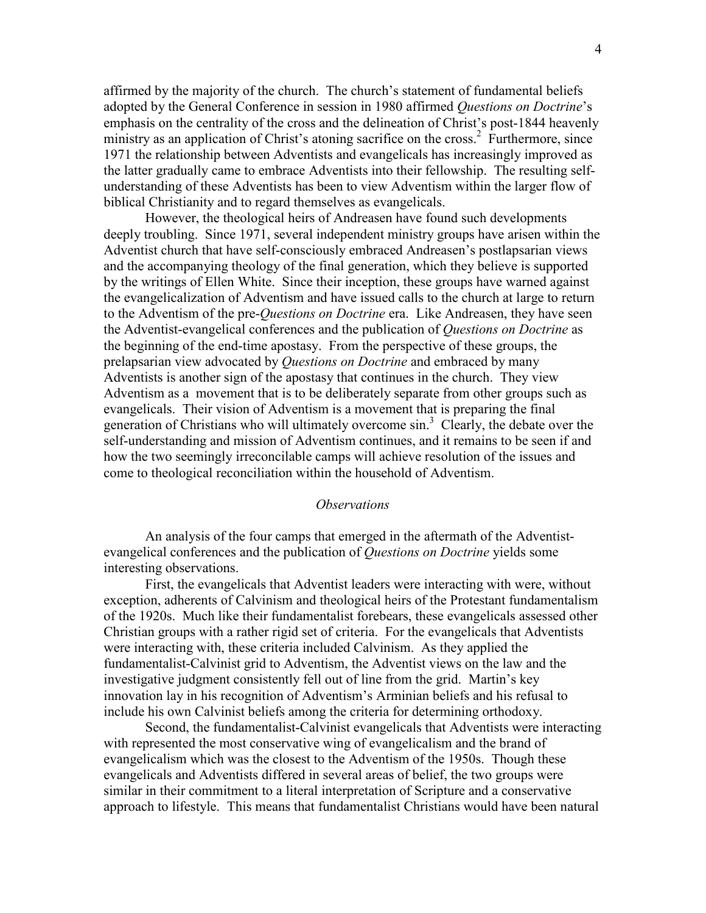affirmed by the majority of the church. The church's statement of fundamental beliefs adopted by the General Conference in session in 1980 affirmed *Questions on Doctrine*'s emphasis on the centrality of the cross and the delineation of Christ's post-1844 heavenly ministry as an application of Christ's atoning sacrifice on the cross.[2] Furthermore, since 1971 the relationship between Adventists and evangelicals has increasingly improved as the latter gradually came to embrace Adventists into their fellowship. The resulting self-understanding of these Adventists has been to view Adventism within the larger flow of biblical Christianity and to regard themselves as evangelicals.

However, the theological heirs of Andreasen have found such developments deeply troubling. Since 1971, several independent ministry groups have arisen within the Adventist church that have self-consciously embraced Andreasen's postlapsarian views and the accompanying theology of the final generation, which they believe is supported by the writings of Ellen White. Since their inception, these groups have warned against the evangelicalization of Adventism and have issued calls to the church at large to return to the Adventism of the pre-*Questions on Doctrine* era. Like Andreasen, they have seen the Adventist-evangelical conferences and the publication of *Questions on Doctrine* as the beginning of the end-time apostasy. From the perspective of these groups, the prelapsarian view advocated by *Questions on Doctrine* and embraced by many Adventists is another sign of the apostasy that continues in the church. They view Adventism as a movement that is to be deliberately separate from other groups such as evangelicals. Their vision of Adventism is a movement that is preparing the final generation of Christians who will ultimately overcome sin.[3] Clearly, the debate over the self-understanding and mission of Adventism continues, and it remains to be seen if and how the two seemingly irreconcilable camps will achieve resolution of the issues and come to theological reconciliation within the household of Adventism.

## *Observations*

An analysis of the four camps that emerged in the aftermath of the Adventist-evangelical conferences and the publication of *Questions on Doctrine* yields some interesting observations.

First, the evangelicals that Adventist leaders were interacting with were, without exception, adherents of Calvinism and theological heirs of the Protestant fundamentalism of the 1920s. Much like their fundamentalist forebears, these evangelicals assessed other Christian groups with a rather rigid set of criteria. For the evangelicals that Adventists were interacting with, these criteria included Calvinism. As they applied the fundamentalist-Calvinist grid to Adventism, the Adventist views on the law and the investigative judgment consistently fell out of line from the grid. Martin's key innovation lay in his recognition of Adventism's Arminian beliefs and his refusal to include his own Calvinist beliefs among the criteria for determining orthodoxy.

Second, the fundamentalist-Calvinist evangelicals that Adventists were interacting with represented the most conservative wing of evangelicalism and the brand of evangelicalism which was the closest to the Adventism of the 1950s. Though these evangelicals and Adventists differed in several areas of belief, the two groups were similar in their commitment to a literal interpretation of Scripture and a conservative approach to lifestyle. This means that fundamentalist Christians would have been natural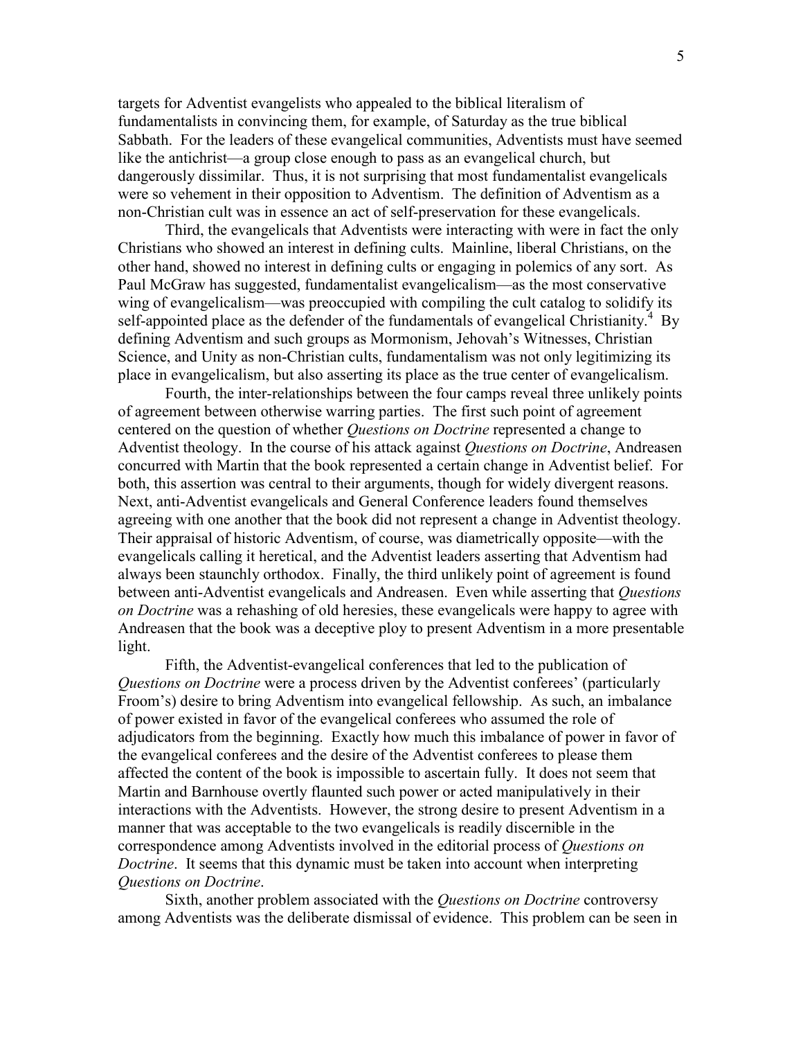targets for Adventist evangelists who appealed to the biblical literalism of fundamentalists in convincing them, for example, of Saturday as the true biblical Sabbath. For the leaders of these evangelical communities, Adventists must have seemed like the antichrist—a group close enough to pass as an evangelical church, but dangerously dissimilar. Thus, it is not surprising that most fundamentalist evangelicals were so vehement in their opposition to Adventism. The definition of Adventism as a non-Christian cult was in essence an act of self-preservation for these evangelicals.

Third, the evangelicals that Adventists were interacting with were in fact the only Christians who showed an interest in defining cults. Mainline, liberal Christians, on the other hand, showed no interest in defining cults or engaging in polemics of any sort. As Paul McGraw has suggested, fundamentalist evangelicalism—as the most conservative wing of evangelicalism—was preoccupied with compiling the cult catalog to solidify its self-appointed place as the defender of the fundamentals of evangelical Christianity.[4] By defining Adventism and such groups as Mormonism, Jehovah's Witnesses, Christian Science, and Unity as non-Christian cults, fundamentalism was not only legitimizing its place in evangelicalism, but also asserting its place as the true center of evangelicalism.

Fourth, the inter-relationships between the four camps reveal three unlikely points of agreement between otherwise warring parties. The first such point of agreement centered on the question of whether *Questions on Doctrine* represented a change to Adventist theology. In the course of his attack against *Questions on Doctrine*, Andreasen concurred with Martin that the book represented a certain change in Adventist belief. For both, this assertion was central to their arguments, though for widely divergent reasons. Next, anti-Adventist evangelicals and General Conference leaders found themselves agreeing with one another that the book did not represent a change in Adventist theology. Their appraisal of historic Adventism, of course, was diametrically opposite—with the evangelicals calling it heretical, and the Adventist leaders asserting that Adventism had always been staunchly orthodox. Finally, the third unlikely point of agreement is found between anti-Adventist evangelicals and Andreasen. Even while asserting that *Questions on Doctrine* was a rehashing of old heresies, these evangelicals were happy to agree with Andreasen that the book was a deceptive ploy to present Adventism in a more presentable light.

Fifth, the Adventist-evangelical conferences that led to the publication of *Questions on Doctrine* were a process driven by the Adventist conferees' (particularly Froom's) desire to bring Adventism into evangelical fellowship. As such, an imbalance of power existed in favor of the evangelical conferees who assumed the role of adjudicators from the beginning. Exactly how much this imbalance of power in favor of the evangelical conferees and the desire of the Adventist conferees to please them affected the content of the book is impossible to ascertain fully. It does not seem that Martin and Barnhouse overtly flaunted such power or acted manipulatively in their interactions with the Adventists. However, the strong desire to present Adventism in a manner that was acceptable to the two evangelicals is readily discernible in the correspondence among Adventists involved in the editorial process of *Questions on Doctrine*. It seems that this dynamic must be taken into account when interpreting *Questions on Doctrine*.

Sixth, another problem associated with the *Questions on Doctrine* controversy among Adventists was the deliberate dismissal of evidence. This problem can be seen in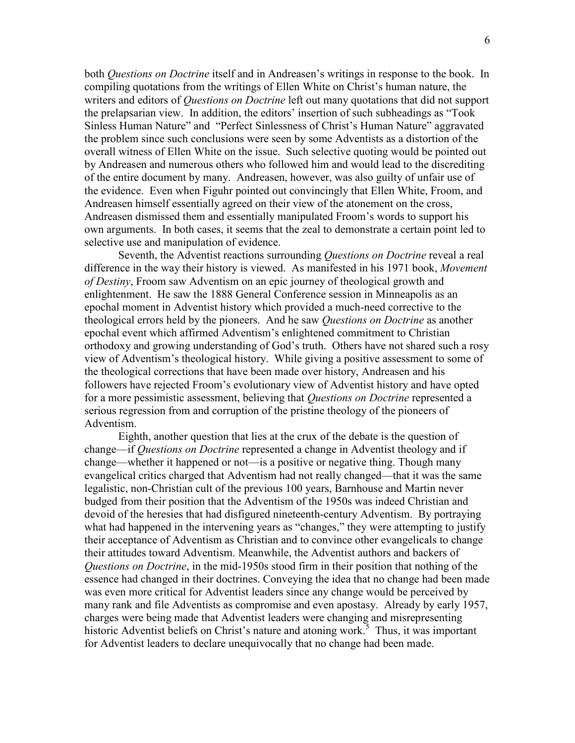both *Questions on Doctrine* itself and in Andreasen's writings in response to the book. In compiling quotations from the writings of Ellen White on Christ's human nature, the writers and editors of *Questions on Doctrine* left out many quotations that did not support the prelapsarian view. In addition, the editors' insertion of such subheadings as "Took Sinless Human Nature" and "Perfect Sinlessness of Christ's Human Nature" aggravated the problem since such conclusions were seen by some Adventists as a distortion of the overall witness of Ellen White on the issue. Such selective quoting would be pointed out by Andreasen and numerous others who followed him and would lead to the discrediting of the entire document by many. Andreasen, however, was also guilty of unfair use of the evidence. Even when Figuhr pointed out convincingly that Ellen White, Froom, and Andreasen himself essentially agreed on their view of the atonement on the cross, Andreasen dismissed them and essentially manipulated Froom's words to support his own arguments. In both cases, it seems that the zeal to demonstrate a certain point led to selective use and manipulation of evidence.

Seventh, the Adventist reactions surrounding *Questions on Doctrine* reveal a real difference in the way their history is viewed. As manifested in his 1971 book, *Movement of Destiny*, Froom saw Adventism on an epic journey of theological growth and enlightenment. He saw the 1888 General Conference session in Minneapolis as an epochal moment in Adventist history which provided a much-need corrective to the theological errors held by the pioneers. And he saw *Questions on Doctrine* as another epochal event which affirmed Adventism's enlightened commitment to Christian orthodoxy and growing understanding of God's truth. Others have not shared such a rosy view of Adventism's theological history. While giving a positive assessment to some of the theological corrections that have been made over history, Andreasen and his followers have rejected Froom's evolutionary view of Adventist history and have opted for a more pessimistic assessment, believing that *Questions on Doctrine* represented a serious regression from and corruption of the pristine theology of the pioneers of Adventism.

Eighth, another question that lies at the crux of the debate is the question of change—if *Questions on Doctrine* represented a change in Adventist theology and if change—whether it happened or not—is a positive or negative thing. Though many evangelical critics charged that Adventism had not really changed—that it was the same legalistic, non-Christian cult of the previous 100 years, Barnhouse and Martin never budged from their position that the Adventism of the 1950s was indeed Christian and devoid of the heresies that had disfigured nineteenth-century Adventism. By portraying what had happened in the intervening years as "changes," they were attempting to justify their acceptance of Adventism as Christian and to convince other evangelicals to change their attitudes toward Adventism. Meanwhile, the Adventist authors and backers of *Questions on Doctrine*, in the mid-1950s stood firm in their position that nothing of the essence had changed in their doctrines. Conveying the idea that no change had been made was even more critical for Adventist leaders since any change would be perceived by many rank and file Adventists as compromise and even apostasy. Already by early 1957, charges were being made that Adventist leaders were changing and misrepresenting historic Adventist beliefs on Christ's nature and atoning work.[5] Thus, it was important for Adventist leaders to declare unequivocally that no change had been made.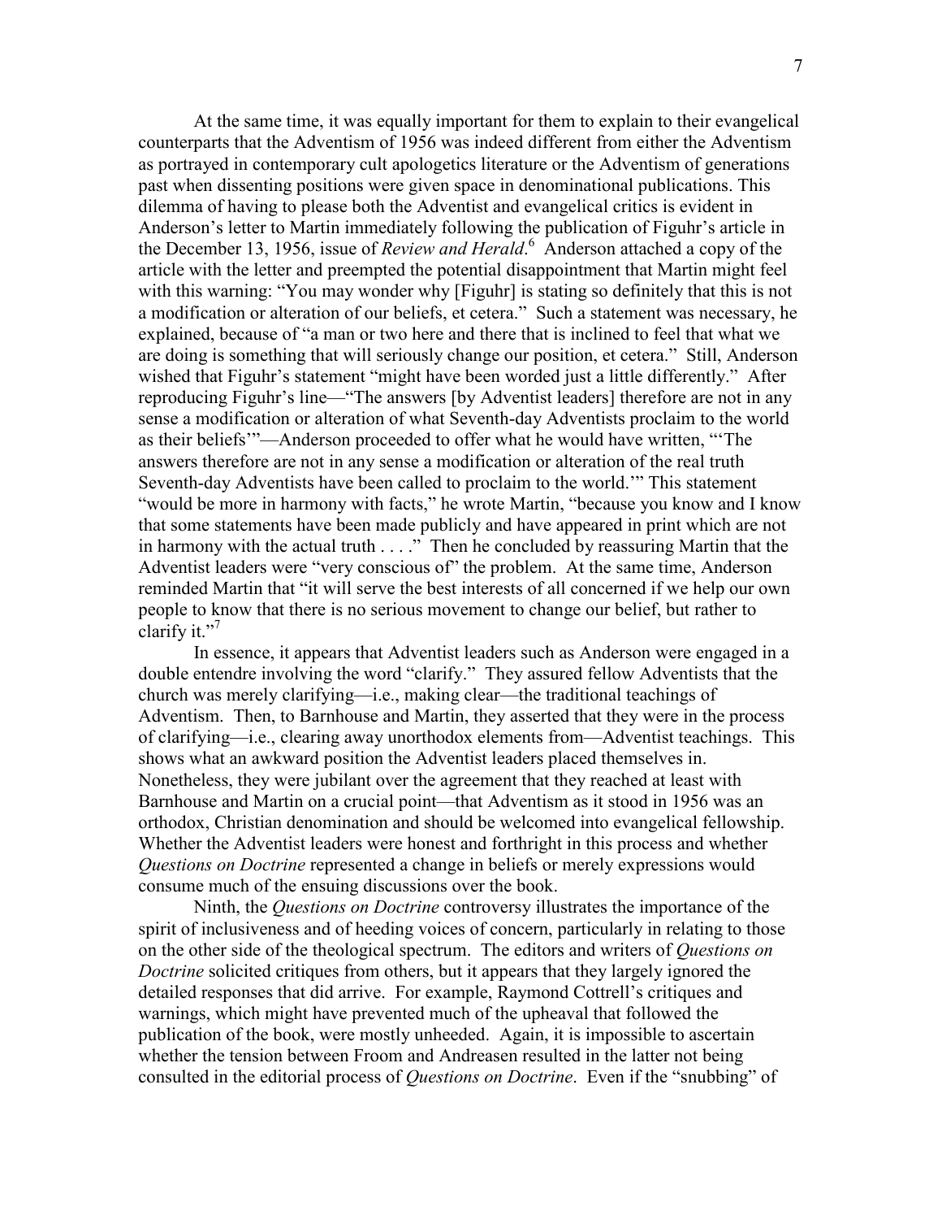At the same time, it was equally important for them to explain to their evangelical counterparts that the Adventism of 1956 was indeed different from either the Adventism as portrayed in contemporary cult apologetics literature or the Adventism of generations past when dissenting positions were given space in denominational publications. This dilemma of having to please both the Adventist and evangelical critics is evident in Anderson's letter to Martin immediately following the publication of Figuhr's article in the December 13, 1956, issue of *Review and Herald*.[6] Anderson attached a copy of the article with the letter and preempted the potential disappointment that Martin might feel with this warning: "You may wonder why [Figuhr] is stating so definitely that this is not a modification or alteration of our beliefs, et cetera." Such a statement was necessary, he explained, because of "a man or two here and there that is inclined to feel that what we are doing is something that will seriously change our position, et cetera." Still, Anderson wished that Figuhr's statement "might have been worded just a little differently." After reproducing Figuhr's line—"The answers [by Adventist leaders] therefore are not in any sense a modification or alteration of what Seventh-day Adventists proclaim to the world as their beliefs'"—Anderson proceeded to offer what he would have written, "'The answers therefore are not in any sense a modification or alteration of the real truth Seventh-day Adventists have been called to proclaim to the world.'" This statement "would be more in harmony with facts," he wrote Martin, "because you know and I know that some statements have been made publicly and have appeared in print which are not in harmony with the actual truth . . . ." Then he concluded by reassuring Martin that the Adventist leaders were "very conscious of" the problem. At the same time, Anderson reminded Martin that "it will serve the best interests of all concerned if we help our own people to know that there is no serious movement to change our belief, but rather to clarify it."[7]

In essence, it appears that Adventist leaders such as Anderson were engaged in a double entendre involving the word "clarify." They assured fellow Adventists that the church was merely clarifying—i.e., making clear—the traditional teachings of Adventism. Then, to Barnhouse and Martin, they asserted that they were in the process of clarifying—i.e., clearing away unorthodox elements from—Adventist teachings. This shows what an awkward position the Adventist leaders placed themselves in. Nonetheless, they were jubilant over the agreement that they reached at least with Barnhouse and Martin on a crucial point—that Adventism as it stood in 1956 was an orthodox, Christian denomination and should be welcomed into evangelical fellowship. Whether the Adventist leaders were honest and forthright in this process and whether *Questions on Doctrine* represented a change in beliefs or merely expressions would consume much of the ensuing discussions over the book.

Ninth, the *Questions on Doctrine* controversy illustrates the importance of the spirit of inclusiveness and of heeding voices of concern, particularly in relating to those on the other side of the theological spectrum. The editors and writers of *Questions on Doctrine* solicited critiques from others, but it appears that they largely ignored the detailed responses that did arrive. For example, Raymond Cottrell's critiques and warnings, which might have prevented much of the upheaval that followed the publication of the book, were mostly unheeded. Again, it is impossible to ascertain whether the tension between Froom and Andreasen resulted in the latter not being consulted in the editorial process of *Questions on Doctrine*. Even if the "snubbing" of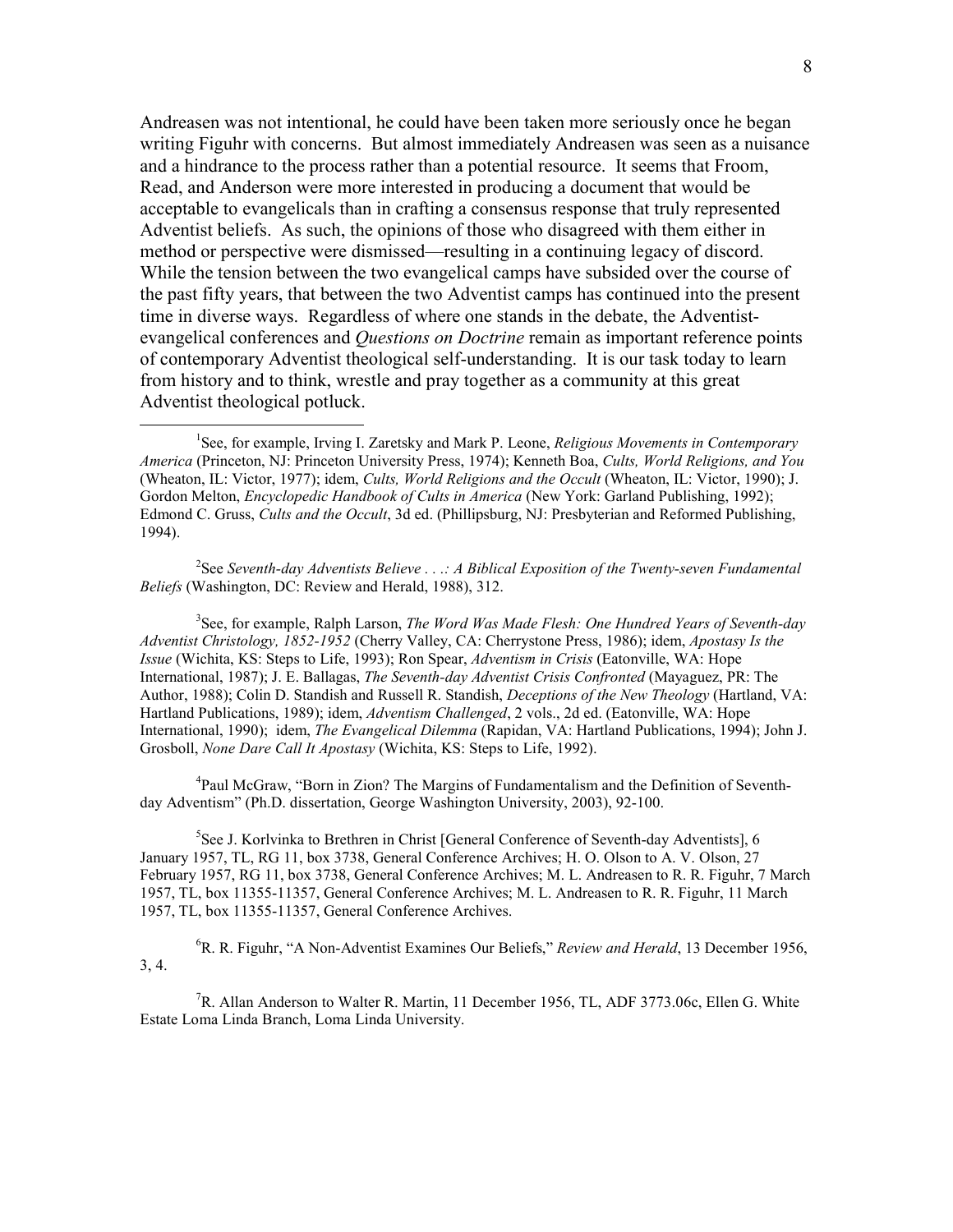Andreasen was not intentional, he could have been taken more seriously once he began writing Figuhr with concerns. But almost immediately Andreasen was seen as a nuisance and a hindrance to the process rather than a potential resource. It seems that Froom, Read, and Anderson were more interested in producing a document that would be acceptable to evangelicals than in crafting a consensus response that truly represented Adventist beliefs. As such, the opinions of those who disagreed with them either in method or perspective were dismissed—resulting in a continuing legacy of discord. While the tension between the two evangelical camps have subsided over the course of the past fifty years, that between the two Adventist camps has continued into the present time in diverse ways. Regardless of where one stands in the debate, the Adventist-evangelical conferences and *Questions on Doctrine* remain as important reference points of contemporary Adventist theological self-understanding. It is our task today to learn from history and to think, wrestle and pray together as a community at this great Adventist theological potluck.

---

[1]See, for example, Irving I. Zaretsky and Mark P. Leone, *Religious Movements in Contemporary America* (Princeton, NJ: Princeton University Press, 1974); Kenneth Boa, *Cults, World Religions, and You* (Wheaton, IL: Victor, 1977); idem, *Cults, World Religions and the Occult* (Wheaton, IL: Victor, 1990); J. Gordon Melton, *Encyclopedic Handbook of Cults in America* (New York: Garland Publishing, 1992); Edmond C. Gruss, *Cults and the Occult*, 3d ed. (Phillipsburg, NJ: Presbyterian and Reformed Publishing, 1994).

[2]See *Seventh-day Adventists Believe . . .: A Biblical Exposition of the Twenty-seven Fundamental Beliefs* (Washington, DC: Review and Herald, 1988), 312.

[3]See, for example, Ralph Larson, *The Word Was Made Flesh: One Hundred Years of Seventh-day Adventist Christology, 1852-1952* (Cherry Valley, CA: Cherrystone Press, 1986); idem, *Apostasy Is the Issue* (Wichita, KS: Steps to Life, 1993); Ron Spear, *Adventism in Crisis* (Eatonville, WA: Hope International, 1987); J. E. Ballagas, *The Seventh-day Adventist Crisis Confronted* (Mayaguez, PR: The Author, 1988); Colin D. Standish and Russell R. Standish, *Deceptions of the New Theology* (Hartland, VA: Hartland Publications, 1989); idem, *Adventism Challenged*, 2 vols., 2d ed. (Eatonville, WA: Hope International, 1990); idem, *The Evangelical Dilemma* (Rapidan, VA: Hartland Publications, 1994); John J. Grosboll, *None Dare Call It Apostasy* (Wichita, KS: Steps to Life, 1992).

[4]Paul McGraw, "Born in Zion? The Margins of Fundamentalism and the Definition of Seventh-day Adventism" (Ph.D. dissertation, George Washington University, 2003), 92-100.

[5]See J. Korlvinka to Brethren in Christ [General Conference of Seventh-day Adventists], 6 January 1957, TL, RG 11, box 3738, General Conference Archives; H. O. Olson to A. V. Olson, 27 February 1957, RG 11, box 3738, General Conference Archives; M. L. Andreasen to R. R. Figuhr, 7 March 1957, TL, box 11355-11357, General Conference Archives; M. L. Andreasen to R. R. Figuhr, 11 March 1957, TL, box 11355-11357, General Conference Archives.

[6]R. R. Figuhr, "A Non-Adventist Examines Our Beliefs," *Review and Herald*, 13 December 1956, 3, 4.

[7]R. Allan Anderson to Walter R. Martin, 11 December 1956, TL, ADF 3773.06c, Ellen G. White Estate Loma Linda Branch, Loma Linda University.